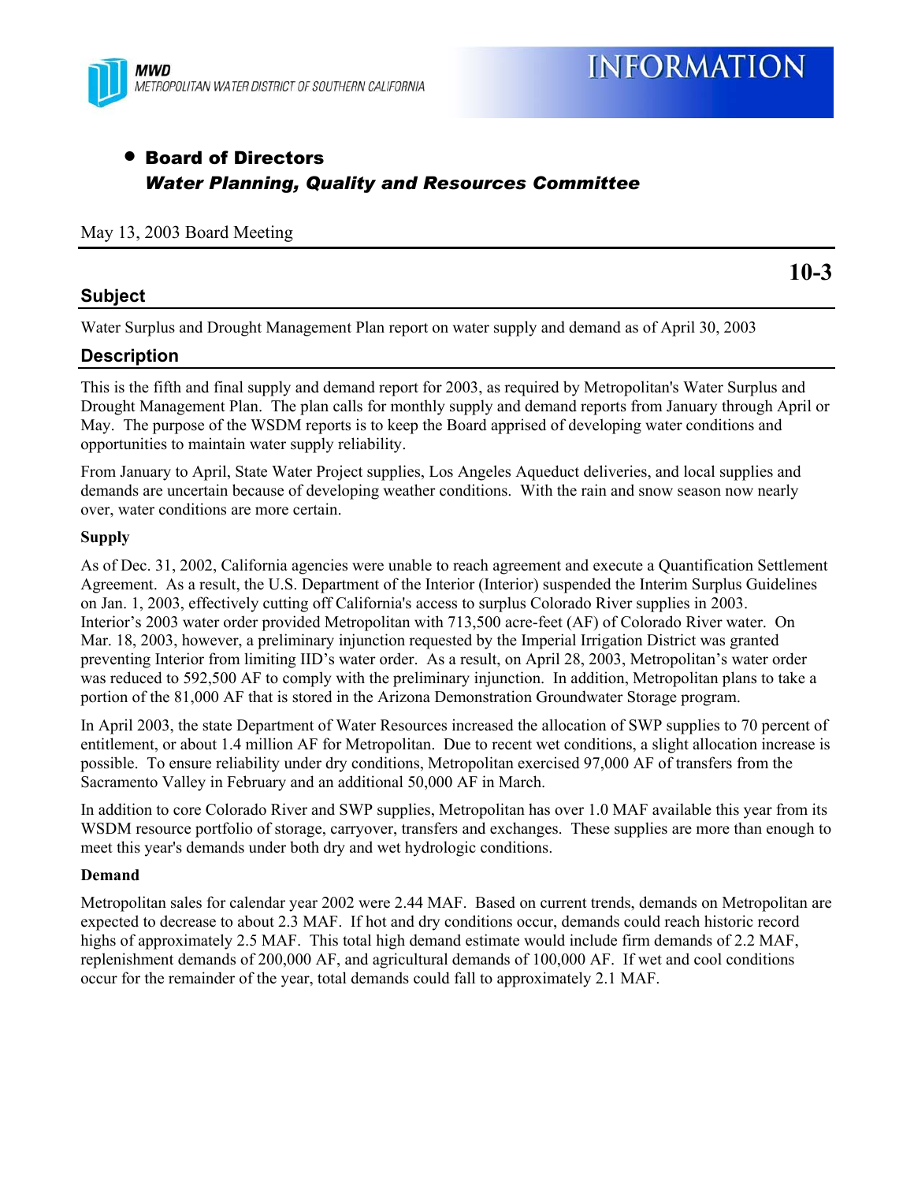MWD
METROPOLITAN WATER DISTRICT OF SOUTHERN CALIFORNIA

# INFORMATION

- **Board of Directors**
  ***Water Planning, Quality and Resources Committee***

May 13, 2003 Board Meeting

**10-3**

## Subject

Water Surplus and Drought Management Plan report on water supply and demand as of April 30, 2003

## Description

This is the fifth and final supply and demand report for 2003, as required by Metropolitan's Water Surplus and Drought Management Plan. The plan calls for monthly supply and demand reports from January through April or May. The purpose of the WSDM reports is to keep the Board apprised of developing water conditions and opportunities to maintain water supply reliability.

From January to April, State Water Project supplies, Los Angeles Aqueduct deliveries, and local supplies and demands are uncertain because of developing weather conditions. With the rain and snow season now nearly over, water conditions are more certain.

### Supply

As of Dec. 31, 2002, California agencies were unable to reach agreement and execute a Quantification Settlement Agreement. As a result, the U.S. Department of the Interior (Interior) suspended the Interim Surplus Guidelines on Jan. 1, 2003, effectively cutting off California's access to surplus Colorado River supplies in 2003. Interior's 2003 water order provided Metropolitan with 713,500 acre-feet (AF) of Colorado River water. On Mar. 18, 2003, however, a preliminary injunction requested by the Imperial Irrigation District was granted preventing Interior from limiting IID's water order. As a result, on April 28, 2003, Metropolitan's water order was reduced to 592,500 AF to comply with the preliminary injunction. In addition, Metropolitan plans to take a portion of the 81,000 AF that is stored in the Arizona Demonstration Groundwater Storage program.

In April 2003, the state Department of Water Resources increased the allocation of SWP supplies to 70 percent of entitlement, or about 1.4 million AF for Metropolitan. Due to recent wet conditions, a slight allocation increase is possible. To ensure reliability under dry conditions, Metropolitan exercised 97,000 AF of transfers from the Sacramento Valley in February and an additional 50,000 AF in March.

In addition to core Colorado River and SWP supplies, Metropolitan has over 1.0 MAF available this year from its WSDM resource portfolio of storage, carryover, transfers and exchanges. These supplies are more than enough to meet this year's demands under both dry and wet hydrologic conditions.

### Demand

Metropolitan sales for calendar year 2002 were 2.44 MAF. Based on current trends, demands on Metropolitan are expected to decrease to about 2.3 MAF. If hot and dry conditions occur, demands could reach historic record highs of approximately 2.5 MAF. This total high demand estimate would include firm demands of 2.2 MAF, replenishment demands of 200,000 AF, and agricultural demands of 100,000 AF. If wet and cool conditions occur for the remainder of the year, total demands could fall to approximately 2.1 MAF.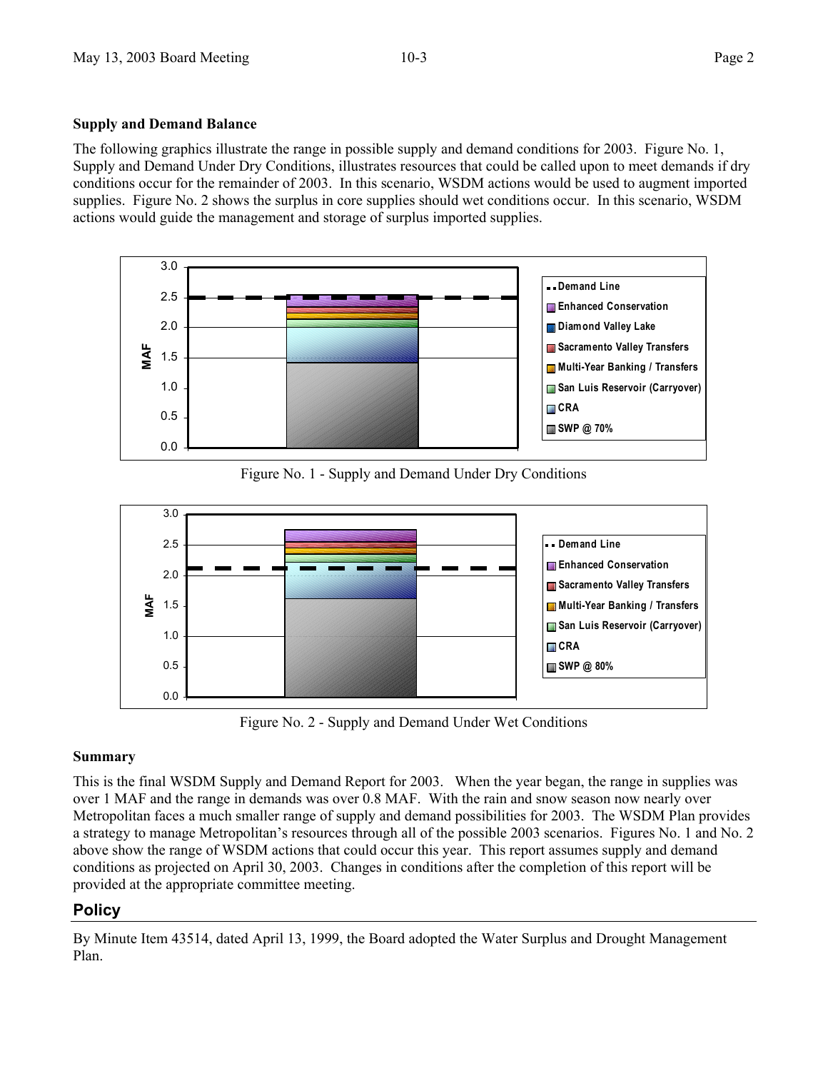**Supply and Demand Balance**

The following graphics illustrate the range in possible supply and demand conditions for 2003. Figure No. 1, Supply and Demand Under Dry Conditions, illustrates resources that could be called upon to meet demands if dry conditions occur for the remainder of 2003. In this scenario, WSDM actions would be used to augment imported supplies. Figure No. 2 shows the surplus in core supplies should wet conditions occur. In this scenario, WSDM actions would guide the management and storage of surplus imported supplies.

Figure No. 1 - Supply and Demand Under Dry Conditions

Figure No. 2 - Supply and Demand Under Wet Conditions

**Summary**

This is the final WSDM Supply and Demand Report for 2003. When the year began, the range in supplies was over 1 MAF and the range in demands was over 0.8 MAF. With the rain and snow season now nearly over Metropolitan faces a much smaller range of supply and demand possibilities for 2003. The WSDM Plan provides a strategy to manage Metropolitan's resources through all of the possible 2003 scenarios. Figures No. 1 and No. 2 above show the range of WSDM actions that could occur this year. This report assumes supply and demand conditions as projected on April 30, 2003. Changes in conditions after the completion of this report will be provided at the appropriate committee meeting.

## Policy

By Minute Item 43514, dated April 13, 1999, the Board adopted the Water Surplus and Drought Management Plan.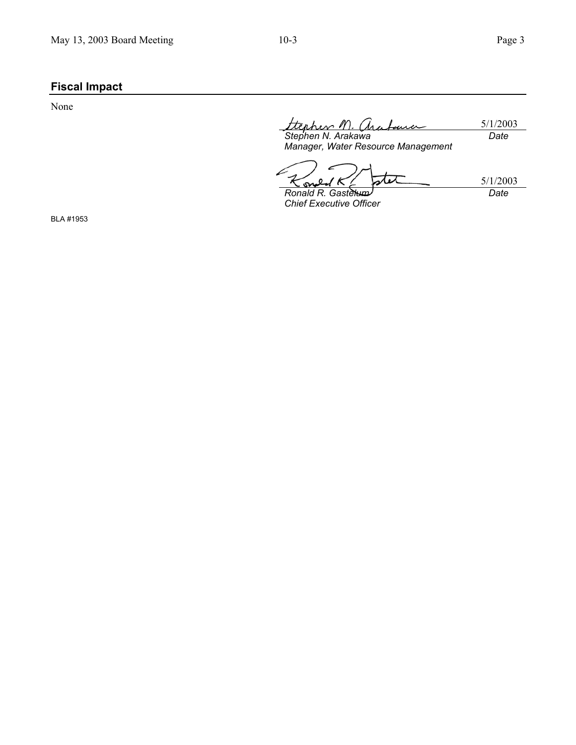## Fiscal Impact

None

| | |
|---|---|
| *Stephen N. Arakawa* | 5/1/2003 |
| *Manager, Water Resource Management* | *Date* |

| | |
|---|---|
| *Ronald R. Gastelum* | 5/1/2003 |
| *Chief Executive Officer* | *Date* |

BLA #1953